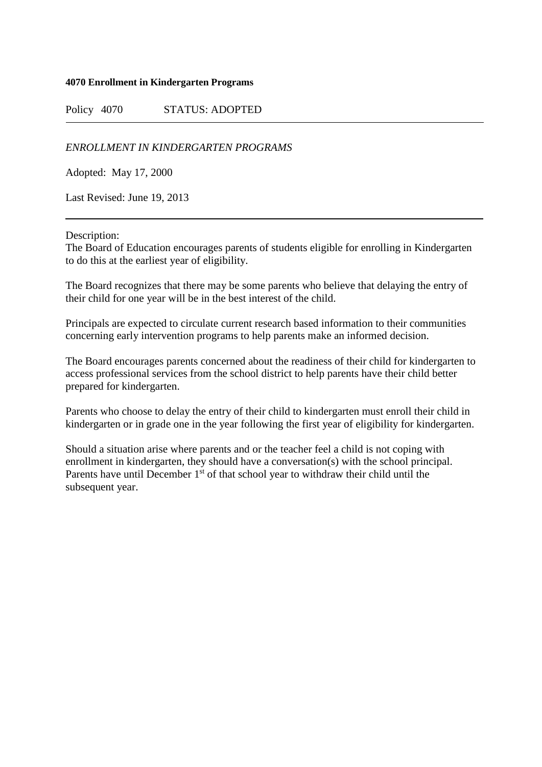**4070 Enrollment in Kindergarten Programs**

Policy 4070 STATUS: ADOPTED

---

*ENROLLMENT IN KINDERGARTEN PROGRAMS*

Adopted: May 17, 2000

Last Revised: June 19, 2013

---

Description:
The Board of Education encourages parents of students eligible for enrolling in Kindergarten to do this at the earliest year of eligibility.

The Board recognizes that there may be some parents who believe that delaying the entry of their child for one year will be in the best interest of the child.

Principals are expected to circulate current research based information to their communities concerning early intervention programs to help parents make an informed decision.

The Board encourages parents concerned about the readiness of their child for kindergarten to access professional services from the school district to help parents have their child better prepared for kindergarten.

Parents who choose to delay the entry of their child to kindergarten must enroll their child in kindergarten or in grade one in the year following the first year of eligibility for kindergarten.

Should a situation arise where parents and or the teacher feel a child is not coping with enrollment in kindergarten, they should have a conversation(s) with the school principal. Parents have until December 1st of that school year to withdraw their child until the subsequent year.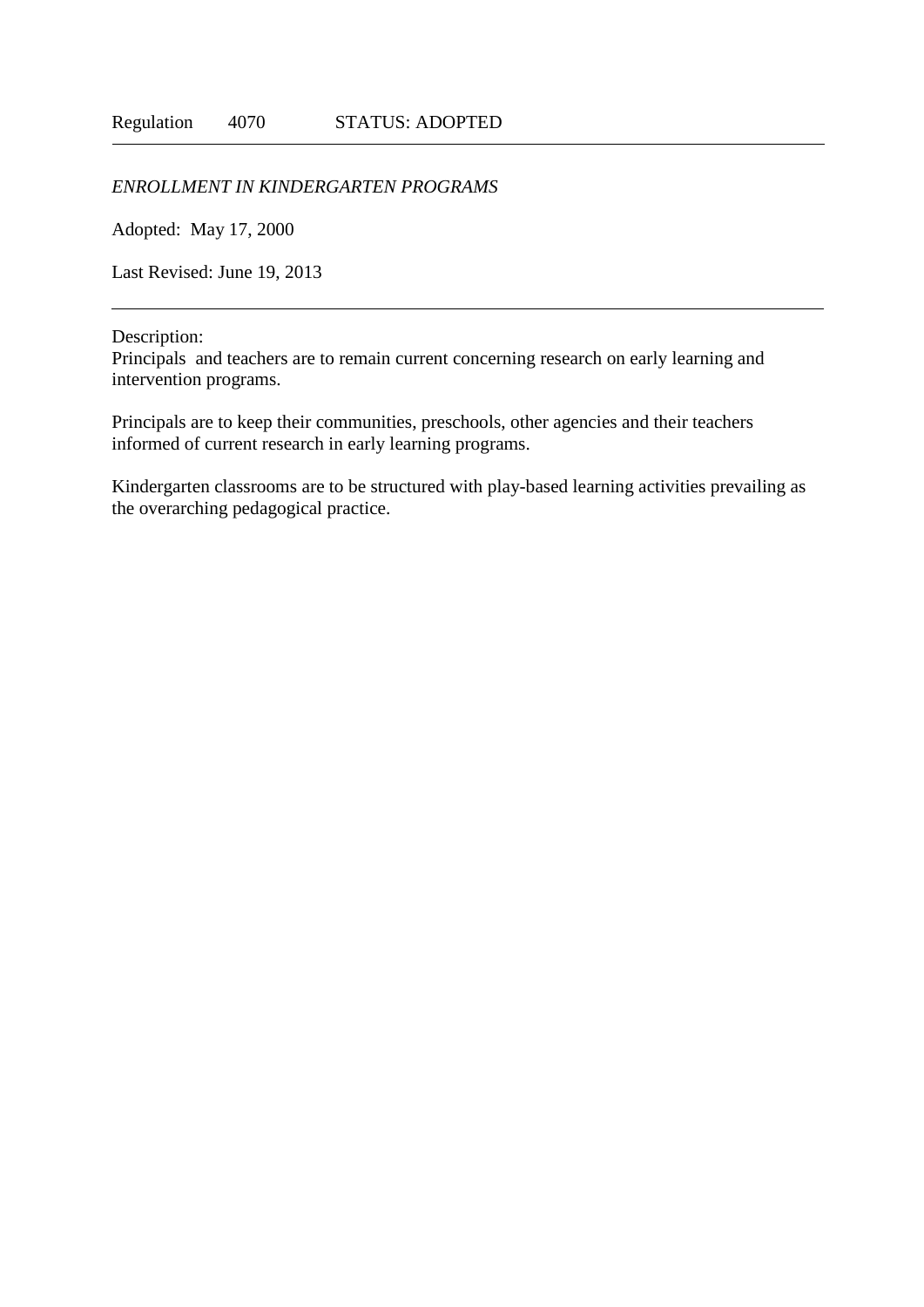Regulation 4070 STATUS: ADOPTED

---

*ENROLLMENT IN KINDERGARTEN PROGRAMS*

Adopted: May 17, 2000

Last Revised: June 19, 2013

---

Description:
Principals and teachers are to remain current concerning research on early learning and intervention programs.

Principals are to keep their communities, preschools, other agencies and their teachers informed of current research in early learning programs.

Kindergarten classrooms are to be structured with play-based learning activities prevailing as the overarching pedagogical practice.